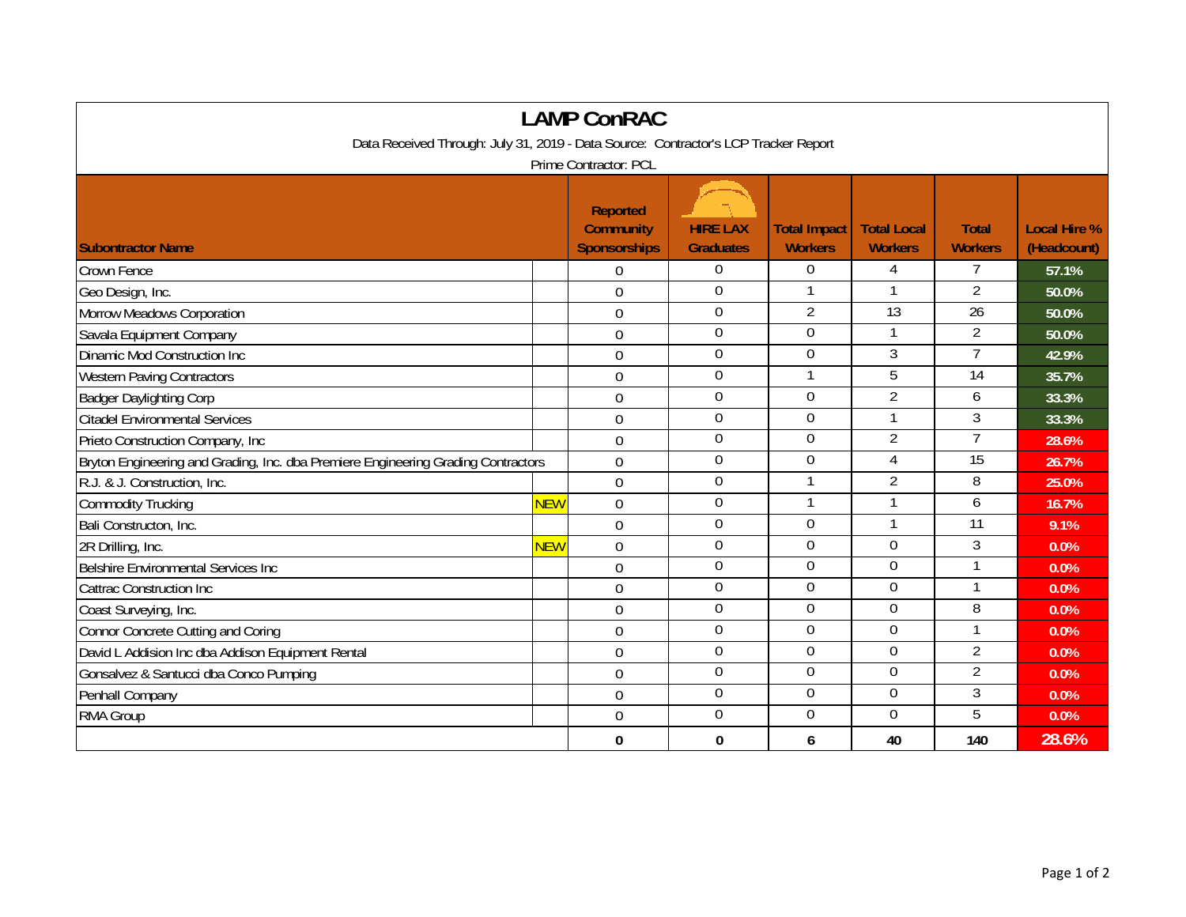# LAMP ConRAC

Data Received Through: July 31, 2019 - Data Source: Contractor's LCP Tracker Report

Prime Contractor: PCL

| Subontractor Name | | Reported Community Sponsorships | HIRE LAX Graduates | Total Impact Workers | Total Local Workers | Total Workers | Local Hire % (Headcount) |
|---|---|---|---|---|---|---|---|
| Crown Fence | | 0 | 0 | 0 | 4 | 7 | 57.1% |
| Geo Design, Inc. | | 0 | 0 | 1 | 1 | 2 | 50.0% |
| Morrow Meadows Corporation | | 0 | 0 | 2 | 13 | 26 | 50.0% |
| Savala Equipment Company | | 0 | 0 | 0 | 1 | 2 | 50.0% |
| Dinamic Mod Construction Inc | | 0 | 0 | 0 | 3 | 7 | 42.9% |
| Western Paving Contractors | | 0 | 0 | 1 | 5 | 14 | 35.7% |
| Badger Daylighting Corp | | 0 | 0 | 0 | 2 | 6 | 33.3% |
| Citadel Environmental Services | | 0 | 0 | 0 | 1 | 3 | 33.3% |
| Prieto Construction Company, Inc | | 0 | 0 | 0 | 2 | 7 | 28.6% |
| Bryton Engineering and Grading, Inc. dba Premiere Engineering Grading Contractors | | 0 | 0 | 0 | 4 | 15 | 26.7% |
| R.J. & J. Construction, Inc. | | 0 | 0 | 1 | 2 | 8 | 25.0% |
| Commodity Trucking | NEW | 0 | 0 | 1 | 1 | 6 | 16.7% |
| Bali Constructon, Inc. | | 0 | 0 | 0 | 1 | 11 | 9.1% |
| 2R Drilling, Inc. | NEW | 0 | 0 | 0 | 0 | 3 | 0.0% |
| Belshire Environmental Services Inc | | 0 | 0 | 0 | 0 | 1 | 0.0% |
| Cattrac Construction Inc | | 0 | 0 | 0 | 0 | 1 | 0.0% |
| Coast Surveying, Inc. | | 0 | 0 | 0 | 0 | 8 | 0.0% |
| Connor Concrete Cutting and Coring | | 0 | 0 | 0 | 0 | 1 | 0.0% |
| David L Addision Inc dba Addison Equipment Rental | | 0 | 0 | 0 | 0 | 2 | 0.0% |
| Gonsalvez & Santucci dba Conco Pumping | | 0 | 0 | 0 | 0 | 2 | 0.0% |
| Penhall Company | | 0 | 0 | 0 | 0 | 3 | 0.0% |
| RMA Group | | 0 | 0 | 0 | 0 | 5 | 0.0% |
| | | **0** | **0** | **6** | **40** | **140** | **28.6%** |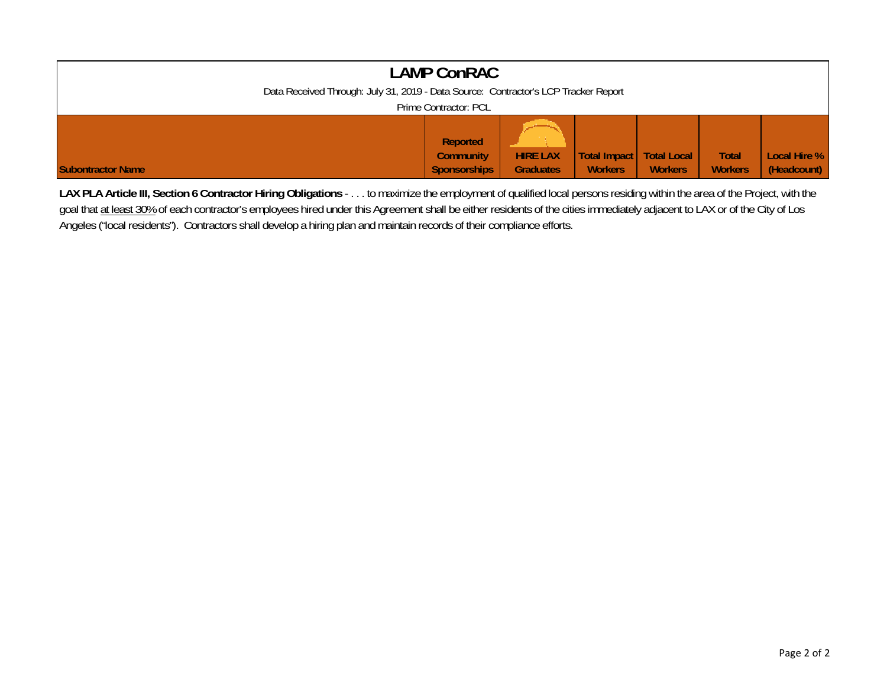# LAMP ConRAC

Data Received Through: July 31, 2019 - Data Source: Contractor's LCP Tracker Report

Prime Contractor: PCL

| Subcontractor Name | Reported Community Sponsorships | HIRE LAX Graduates | Total Impact Workers | Total Local Workers | Total Workers | Local Hire % (Headcount) |
|---|---|---|---|---|---|---|

**LAX PLA Article III, Section 6 Contractor Hiring Obligations** - . . . to maximize the employment of qualified local persons residing within the area of the Project, with the goal that at least 30% of each contractor's employees hired under this Agreement shall be either residents of the cities immediately adjacent to LAX or of the City of Los Angeles ("local residents"). Contractors shall develop a hiring plan and maintain records of their compliance efforts.